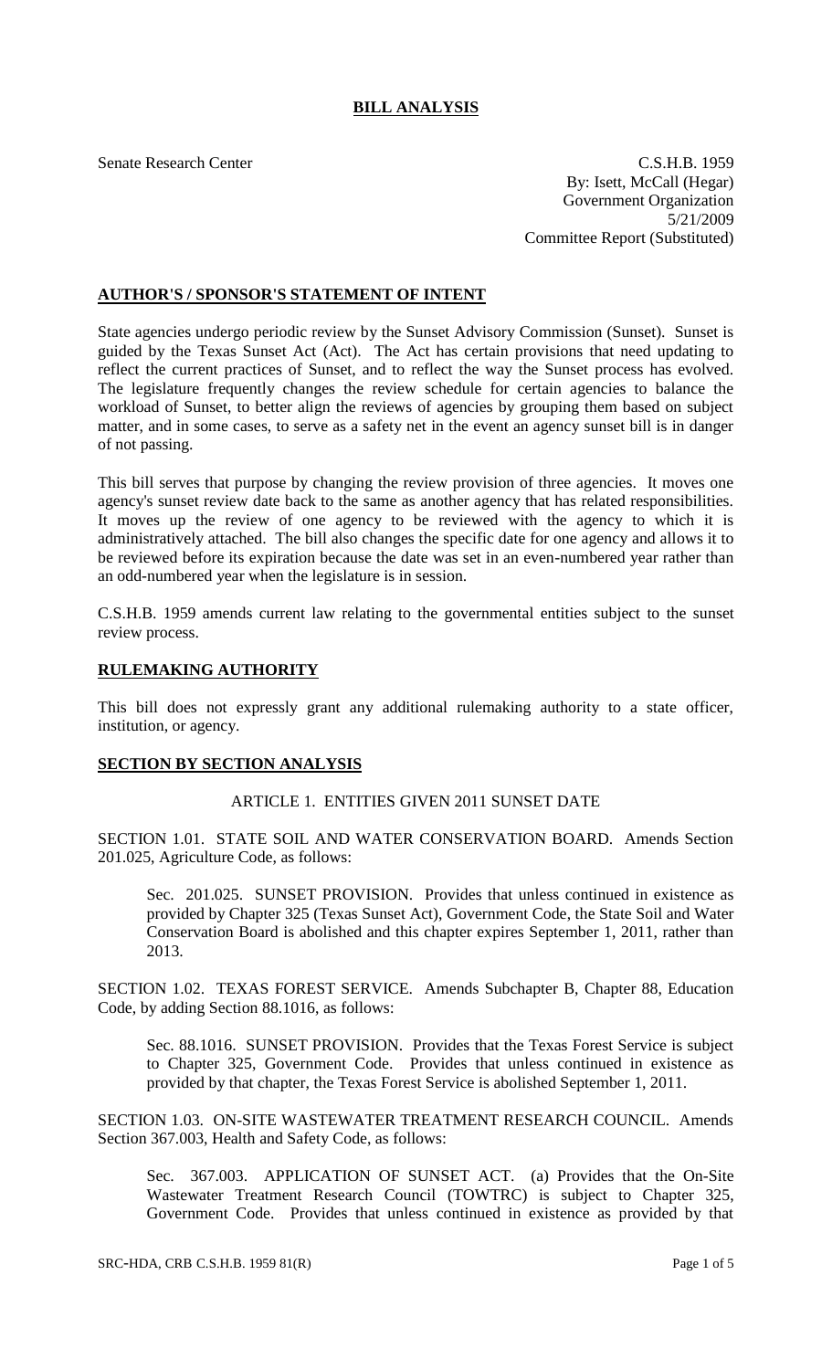# BILL ANALYSIS

Senate Research Center

C.S.H.B. 1959
By: Isett, McCall (Hegar)
Government Organization
5/21/2009
Committee Report (Substituted)

## AUTHOR'S / SPONSOR'S STATEMENT OF INTENT

State agencies undergo periodic review by the Sunset Advisory Commission (Sunset). Sunset is guided by the Texas Sunset Act (Act). The Act has certain provisions that need updating to reflect the current practices of Sunset, and to reflect the way the Sunset process has evolved. The legislature frequently changes the review schedule for certain agencies to balance the workload of Sunset, to better align the reviews of agencies by grouping them based on subject matter, and in some cases, to serve as a safety net in the event an agency sunset bill is in danger of not passing.

This bill serves that purpose by changing the review provision of three agencies. It moves one agency's sunset review date back to the same as another agency that has related responsibilities. It moves up the review of one agency to be reviewed with the agency to which it is administratively attached. The bill also changes the specific date for one agency and allows it to be reviewed before its expiration because the date was set in an even-numbered year rather than an odd-numbered year when the legislature is in session.

C.S.H.B. 1959 amends current law relating to the governmental entities subject to the sunset review process.

## RULEMAKING AUTHORITY

This bill does not expressly grant any additional rulemaking authority to a state officer, institution, or agency.

## SECTION BY SECTION ANALYSIS

ARTICLE 1. ENTITIES GIVEN 2011 SUNSET DATE

SECTION 1.01. STATE SOIL AND WATER CONSERVATION BOARD. Amends Section 201.025, Agriculture Code, as follows:

Sec. 201.025. SUNSET PROVISION. Provides that unless continued in existence as provided by Chapter 325 (Texas Sunset Act), Government Code, the State Soil and Water Conservation Board is abolished and this chapter expires September 1, 2011, rather than 2013.

SECTION 1.02. TEXAS FOREST SERVICE. Amends Subchapter B, Chapter 88, Education Code, by adding Section 88.1016, as follows:

Sec. 88.1016. SUNSET PROVISION. Provides that the Texas Forest Service is subject to Chapter 325, Government Code. Provides that unless continued in existence as provided by that chapter, the Texas Forest Service is abolished September 1, 2011.

SECTION 1.03. ON-SITE WASTEWATER TREATMENT RESEARCH COUNCIL. Amends Section 367.003, Health and Safety Code, as follows:

Sec. 367.003. APPLICATION OF SUNSET ACT. (a) Provides that the On-Site Wastewater Treatment Research Council (TOWTRC) is subject to Chapter 325, Government Code. Provides that unless continued in existence as provided by that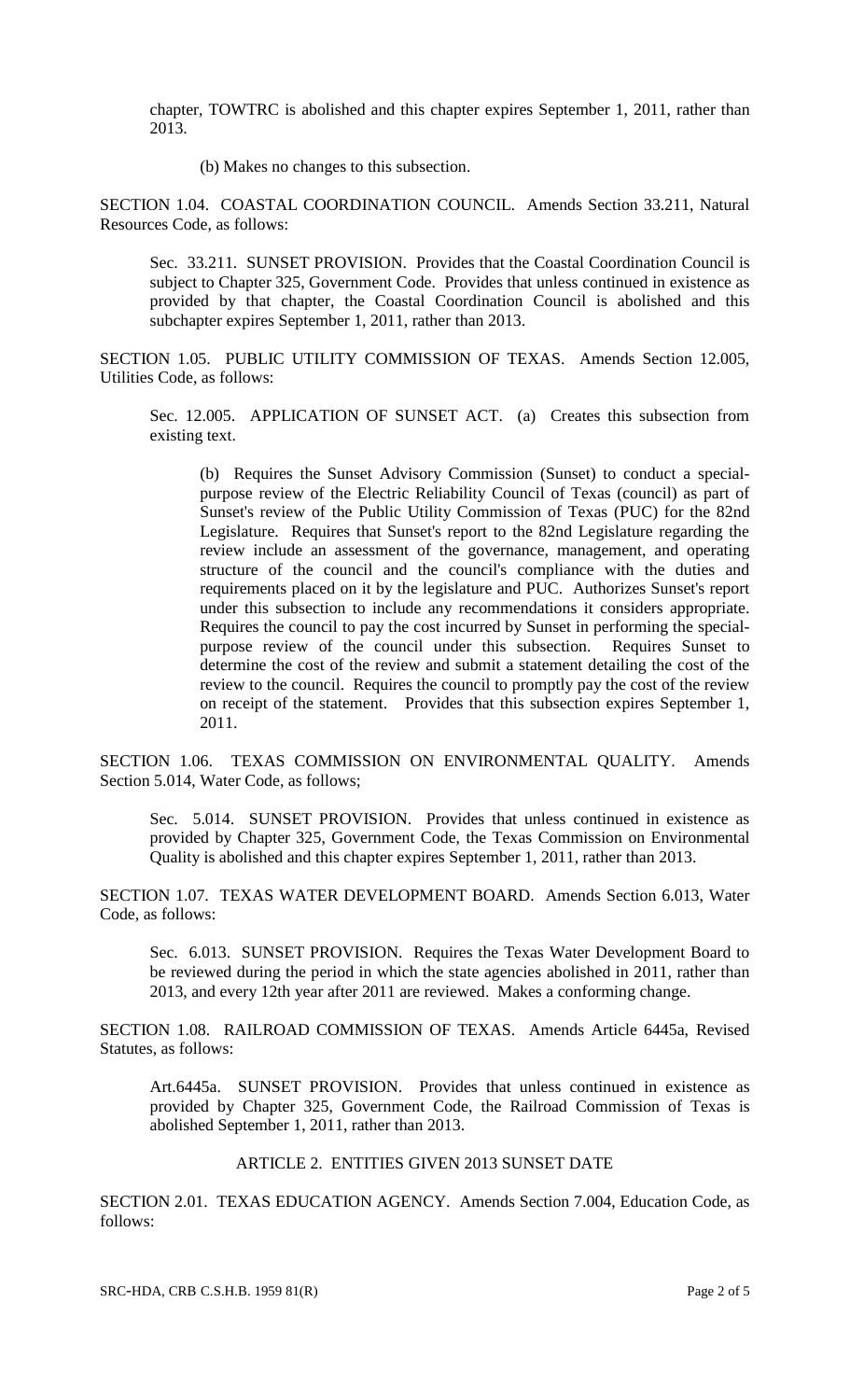chapter, TOWTRC is abolished and this chapter expires September 1, 2011, rather than 2013.

(b) Makes no changes to this subsection.

SECTION 1.04. COASTAL COORDINATION COUNCIL. Amends Section 33.211, Natural Resources Code, as follows:

Sec. 33.211. SUNSET PROVISION. Provides that the Coastal Coordination Council is subject to Chapter 325, Government Code. Provides that unless continued in existence as provided by that chapter, the Coastal Coordination Council is abolished and this subchapter expires September 1, 2011, rather than 2013.

SECTION 1.05. PUBLIC UTILITY COMMISSION OF TEXAS. Amends Section 12.005, Utilities Code, as follows:

Sec. 12.005. APPLICATION OF SUNSET ACT. (a) Creates this subsection from existing text.

(b) Requires the Sunset Advisory Commission (Sunset) to conduct a special-purpose review of the Electric Reliability Council of Texas (council) as part of Sunset's review of the Public Utility Commission of Texas (PUC) for the 82nd Legislature. Requires that Sunset's report to the 82nd Legislature regarding the review include an assessment of the governance, management, and operating structure of the council and the council's compliance with the duties and requirements placed on it by the legislature and PUC. Authorizes Sunset's report under this subsection to include any recommendations it considers appropriate. Requires the council to pay the cost incurred by Sunset in performing the special-purpose review of the council under this subsection. Requires Sunset to determine the cost of the review and submit a statement detailing the cost of the review to the council. Requires the council to promptly pay the cost of the review on receipt of the statement. Provides that this subsection expires September 1, 2011.

SECTION 1.06. TEXAS COMMISSION ON ENVIRONMENTAL QUALITY. Amends Section 5.014, Water Code, as follows;

Sec. 5.014. SUNSET PROVISION. Provides that unless continued in existence as provided by Chapter 325, Government Code, the Texas Commission on Environmental Quality is abolished and this chapter expires September 1, 2011, rather than 2013.

SECTION 1.07. TEXAS WATER DEVELOPMENT BOARD. Amends Section 6.013, Water Code, as follows:

Sec. 6.013. SUNSET PROVISION. Requires the Texas Water Development Board to be reviewed during the period in which the state agencies abolished in 2011, rather than 2013, and every 12th year after 2011 are reviewed. Makes a conforming change.

SECTION 1.08. RAILROAD COMMISSION OF TEXAS. Amends Article 6445a, Revised Statutes, as follows:

Art.6445a. SUNSET PROVISION. Provides that unless continued in existence as provided by Chapter 325, Government Code, the Railroad Commission of Texas is abolished September 1, 2011, rather than 2013.

## ARTICLE 2. ENTITIES GIVEN 2013 SUNSET DATE

SECTION 2.01. TEXAS EDUCATION AGENCY. Amends Section 7.004, Education Code, as follows: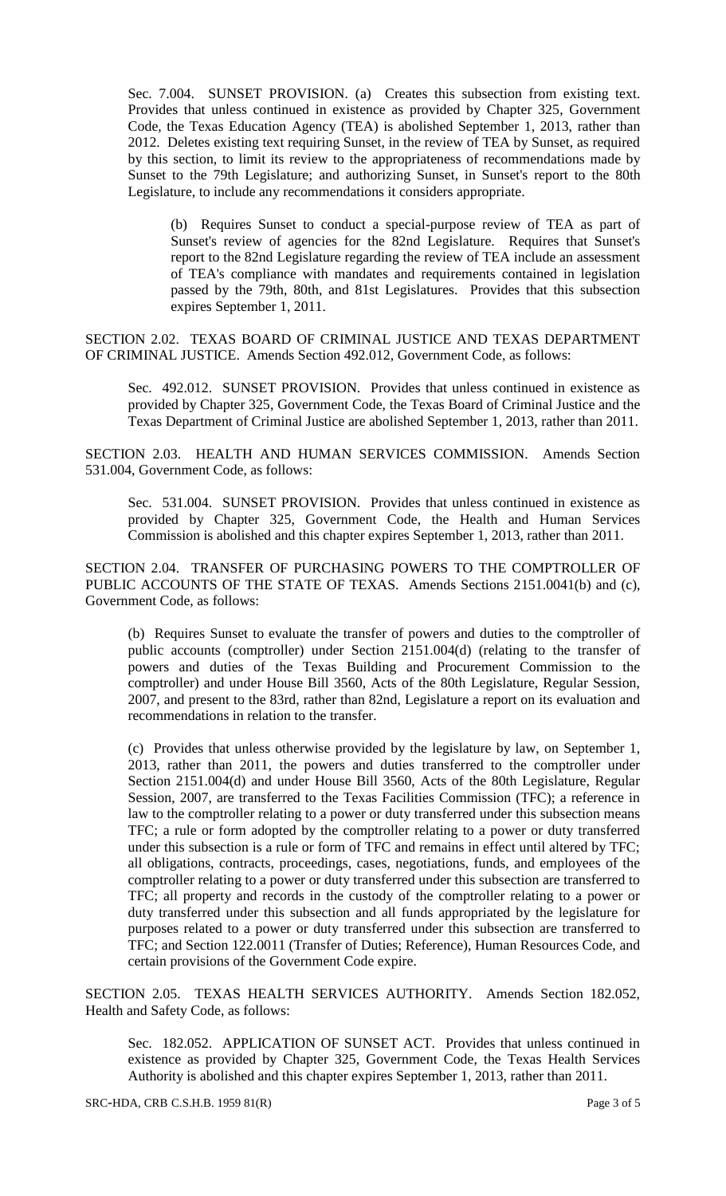Sec. 7.004. SUNSET PROVISION. (a) Creates this subsection from existing text. Provides that unless continued in existence as provided by Chapter 325, Government Code, the Texas Education Agency (TEA) is abolished September 1, 2013, rather than 2012. Deletes existing text requiring Sunset, in the review of TEA by Sunset, as required by this section, to limit its review to the appropriateness of recommendations made by Sunset to the 79th Legislature; and authorizing Sunset, in Sunset's report to the 80th Legislature, to include any recommendations it considers appropriate.

(b) Requires Sunset to conduct a special-purpose review of TEA as part of Sunset's review of agencies for the 82nd Legislature. Requires that Sunset's report to the 82nd Legislature regarding the review of TEA include an assessment of TEA's compliance with mandates and requirements contained in legislation passed by the 79th, 80th, and 81st Legislatures. Provides that this subsection expires September 1, 2011.

SECTION 2.02. TEXAS BOARD OF CRIMINAL JUSTICE AND TEXAS DEPARTMENT OF CRIMINAL JUSTICE. Amends Section 492.012, Government Code, as follows:

Sec. 492.012. SUNSET PROVISION. Provides that unless continued in existence as provided by Chapter 325, Government Code, the Texas Board of Criminal Justice and the Texas Department of Criminal Justice are abolished September 1, 2013, rather than 2011.

SECTION 2.03. HEALTH AND HUMAN SERVICES COMMISSION. Amends Section 531.004, Government Code, as follows:

Sec. 531.004. SUNSET PROVISION. Provides that unless continued in existence as provided by Chapter 325, Government Code, the Health and Human Services Commission is abolished and this chapter expires September 1, 2013, rather than 2011.

SECTION 2.04. TRANSFER OF PURCHASING POWERS TO THE COMPTROLLER OF PUBLIC ACCOUNTS OF THE STATE OF TEXAS. Amends Sections 2151.0041(b) and (c), Government Code, as follows:

(b) Requires Sunset to evaluate the transfer of powers and duties to the comptroller of public accounts (comptroller) under Section 2151.004(d) (relating to the transfer of powers and duties of the Texas Building and Procurement Commission to the comptroller) and under House Bill 3560, Acts of the 80th Legislature, Regular Session, 2007, and present to the 83rd, rather than 82nd, Legislature a report on its evaluation and recommendations in relation to the transfer.

(c) Provides that unless otherwise provided by the legislature by law, on September 1, 2013, rather than 2011, the powers and duties transferred to the comptroller under Section 2151.004(d) and under House Bill 3560, Acts of the 80th Legislature, Regular Session, 2007, are transferred to the Texas Facilities Commission (TFC); a reference in law to the comptroller relating to a power or duty transferred under this subsection means TFC; a rule or form adopted by the comptroller relating to a power or duty transferred under this subsection is a rule or form of TFC and remains in effect until altered by TFC; all obligations, contracts, proceedings, cases, negotiations, funds, and employees of the comptroller relating to a power or duty transferred under this subsection are transferred to TFC; all property and records in the custody of the comptroller relating to a power or duty transferred under this subsection and all funds appropriated by the legislature for purposes related to a power or duty transferred under this subsection are transferred to TFC; and Section 122.0011 (Transfer of Duties; Reference), Human Resources Code, and certain provisions of the Government Code expire.

SECTION 2.05. TEXAS HEALTH SERVICES AUTHORITY. Amends Section 182.052, Health and Safety Code, as follows:

Sec. 182.052. APPLICATION OF SUNSET ACT. Provides that unless continued in existence as provided by Chapter 325, Government Code, the Texas Health Services Authority is abolished and this chapter expires September 1, 2013, rather than 2011.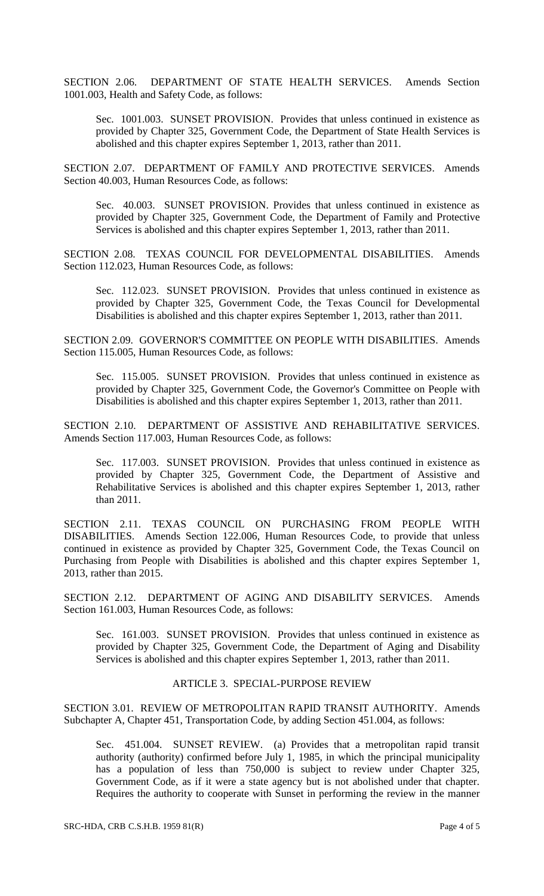SECTION 2.06. DEPARTMENT OF STATE HEALTH SERVICES. Amends Section 1001.003, Health and Safety Code, as follows:

Sec. 1001.003. SUNSET PROVISION. Provides that unless continued in existence as provided by Chapter 325, Government Code, the Department of State Health Services is abolished and this chapter expires September 1, 2013, rather than 2011.

SECTION 2.07. DEPARTMENT OF FAMILY AND PROTECTIVE SERVICES. Amends Section 40.003, Human Resources Code, as follows:

Sec. 40.003. SUNSET PROVISION. Provides that unless continued in existence as provided by Chapter 325, Government Code, the Department of Family and Protective Services is abolished and this chapter expires September 1, 2013, rather than 2011.

SECTION 2.08. TEXAS COUNCIL FOR DEVELOPMENTAL DISABILITIES. Amends Section 112.023, Human Resources Code, as follows:

Sec. 112.023. SUNSET PROVISION. Provides that unless continued in existence as provided by Chapter 325, Government Code, the Texas Council for Developmental Disabilities is abolished and this chapter expires September 1, 2013, rather than 2011.

SECTION 2.09. GOVERNOR'S COMMITTEE ON PEOPLE WITH DISABILITIES. Amends Section 115.005, Human Resources Code, as follows:

Sec. 115.005. SUNSET PROVISION. Provides that unless continued in existence as provided by Chapter 325, Government Code, the Governor's Committee on People with Disabilities is abolished and this chapter expires September 1, 2013, rather than 2011.

SECTION 2.10. DEPARTMENT OF ASSISTIVE AND REHABILITATIVE SERVICES. Amends Section 117.003, Human Resources Code, as follows:

Sec. 117.003. SUNSET PROVISION. Provides that unless continued in existence as provided by Chapter 325, Government Code, the Department of Assistive and Rehabilitative Services is abolished and this chapter expires September 1, 2013, rather than 2011.

SECTION 2.11. TEXAS COUNCIL ON PURCHASING FROM PEOPLE WITH DISABILITIES. Amends Section 122.006, Human Resources Code, to provide that unless continued in existence as provided by Chapter 325, Government Code, the Texas Council on Purchasing from People with Disabilities is abolished and this chapter expires September 1, 2013, rather than 2015.

SECTION 2.12. DEPARTMENT OF AGING AND DISABILITY SERVICES. Amends Section 161.003, Human Resources Code, as follows:

Sec. 161.003. SUNSET PROVISION. Provides that unless continued in existence as provided by Chapter 325, Government Code, the Department of Aging and Disability Services is abolished and this chapter expires September 1, 2013, rather than 2011.

## ARTICLE 3. SPECIAL-PURPOSE REVIEW

SECTION 3.01. REVIEW OF METROPOLITAN RAPID TRANSIT AUTHORITY. Amends Subchapter A, Chapter 451, Transportation Code, by adding Section 451.004, as follows:

Sec. 451.004. SUNSET REVIEW. (a) Provides that a metropolitan rapid transit authority (authority) confirmed before July 1, 1985, in which the principal municipality has a population of less than 750,000 is subject to review under Chapter 325, Government Code, as if it were a state agency but is not abolished under that chapter. Requires the authority to cooperate with Sunset in performing the review in the manner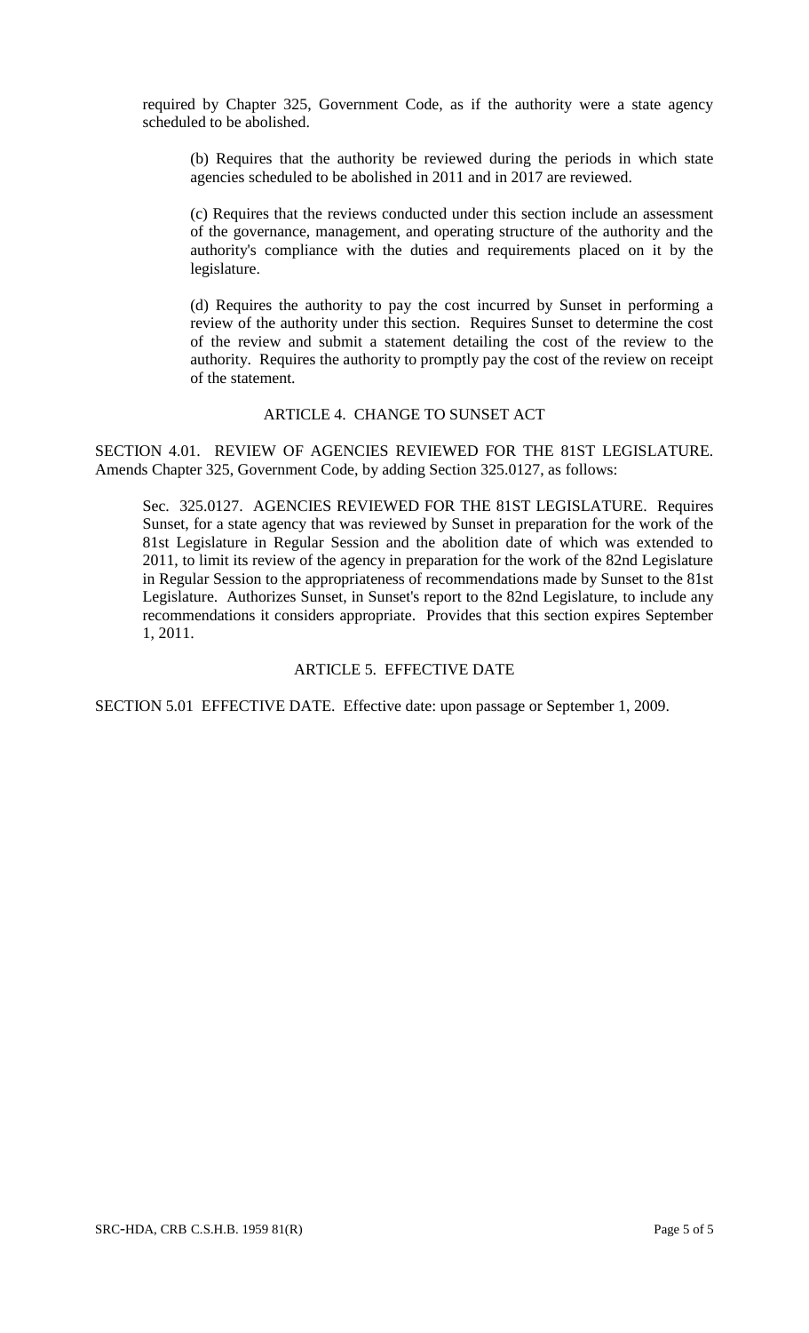required by Chapter 325, Government Code, as if the authority were a state agency scheduled to be abolished.

(b) Requires that the authority be reviewed during the periods in which state agencies scheduled to be abolished in 2011 and in 2017 are reviewed.

(c) Requires that the reviews conducted under this section include an assessment of the governance, management, and operating structure of the authority and the authority's compliance with the duties and requirements placed on it by the legislature.

(d) Requires the authority to pay the cost incurred by Sunset in performing a review of the authority under this section. Requires Sunset to determine the cost of the review and submit a statement detailing the cost of the review to the authority. Requires the authority to promptly pay the cost of the review on receipt of the statement.

ARTICLE 4. CHANGE TO SUNSET ACT

SECTION 4.01. REVIEW OF AGENCIES REVIEWED FOR THE 81ST LEGISLATURE. Amends Chapter 325, Government Code, by adding Section 325.0127, as follows:

Sec. 325.0127. AGENCIES REVIEWED FOR THE 81ST LEGISLATURE. Requires Sunset, for a state agency that was reviewed by Sunset in preparation for the work of the 81st Legislature in Regular Session and the abolition date of which was extended to 2011, to limit its review of the agency in preparation for the work of the 82nd Legislature in Regular Session to the appropriateness of recommendations made by Sunset to the 81st Legislature. Authorizes Sunset, in Sunset's report to the 82nd Legislature, to include any recommendations it considers appropriate. Provides that this section expires September 1, 2011.

ARTICLE 5. EFFECTIVE DATE

SECTION 5.01 EFFECTIVE DATE. Effective date: upon passage or September 1, 2009.

SRC-HDA, CRB C.S.H.B. 1959 81(R)